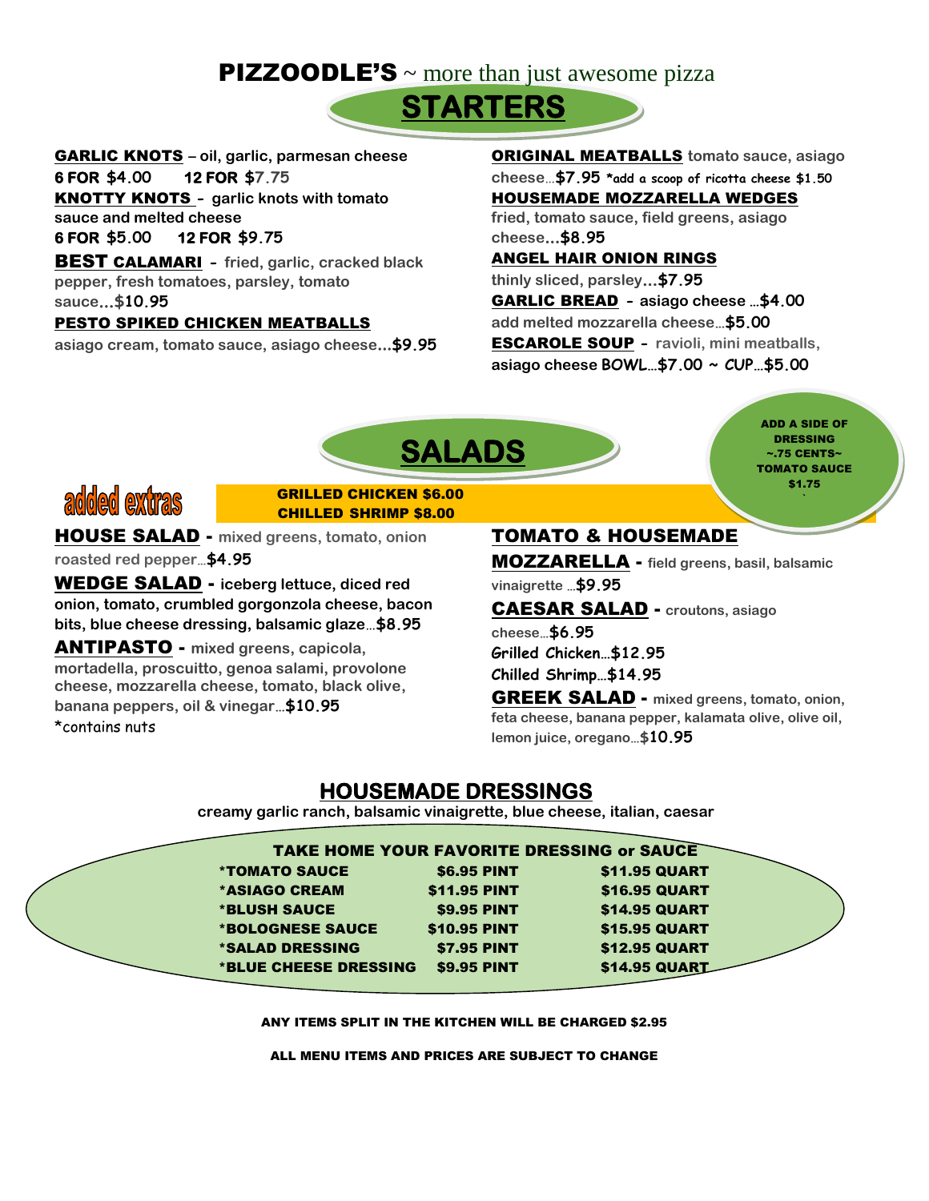# PIZZOODLE'S ~ more than just awesome pizza

## STARTERS

**GARLIC KNOTS** – oil, garlic, parmesan cheese
**6 FOR** $4.00 **12 FOR** $7.75

**KNOTTY KNOTS** - garlic knots with tomato sauce and melted cheese
**6 FOR** $5.00 **12 FOR** $9.75

**BEST CALAMARI** - fried, garlic, cracked black pepper, fresh tomatoes, parsley, tomato sauce…**$10.95**

**PESTO SPIKED CHICKEN MEATBALLS**
asiago cream, tomato sauce, asiago cheese…**$9.95**

**ORIGINAL MEATBALLS** tomato sauce, asiago cheese…**$7.95** *add a scoop of ricotta cheese $1.50

**HOUSEMADE MOZZARELLA WEDGES**
fried, tomato sauce, field greens, asiago cheese…**$8.95**

**ANGEL HAIR ONION RINGS**
thinly sliced, parsley…**$7.95**

**GARLIC BREAD** - asiago cheese …**$4.00**
add melted mozzarella cheese…**$5.00**

**ESCAROLE SOUP** - ravioli, mini meatballs, asiago cheese BOWL…**$7.00** ~ CUP…**$5.00**

## SALADS

**ADD A SIDE OF DRESSING ~.75 CENTS~ TOMATO SAUCE $1.75**

**added extras**
**GRILLED CHICKEN $6.00**
**CHILLED SHRIMP $8.00**

**HOUSE SALAD** - mixed greens, tomato, onion roasted red pepper…**$4.95**

**WEDGE SALAD** - iceberg lettuce, diced red onion, tomato, crumbled gorgonzola cheese, bacon bits, blue cheese dressing, balsamic glaze…**$8.95**

**ANTIPASTO** - mixed greens, capicola, mortadella, proscuitto, genoa salami, provolone cheese, mozzarella cheese, tomato, black olive, banana peppers, oil & vinegar…**$10.95**
*contains nuts

**TOMATO & HOUSEMADE MOZZARELLA** - field greens, basil, balsamic vinaigrette …**$9.95**

**CAESAR SALAD** - croutons, asiago cheese…**$6.95**
Grilled Chicken…$12.95
Chilled Shrimp…$14.95

**GREEK SALAD** - mixed greens, tomato, onion, feta cheese, banana pepper, kalamata olive, olive oil, lemon juice, oregano…**$10.95**

## HOUSEMADE DRESSINGS

creamy garlic ranch, balsamic vinaigrette, blue cheese, italian, caesar

**TAKE HOME YOUR FAVORITE DRESSING or SAUCE**

| Item | Pint | Quart |
|---|---|---|
| *TOMATO SAUCE | $6.95 PINT | $11.95 QUART |
| *ASIAGO CREAM | $11.95 PINT | $16.95 QUART |
| *BLUSH SAUCE | $9.95 PINT | $14.95 QUART |
| *BOLOGNESE SAUCE | $10.95 PINT | $15.95 QUART |
| *SALAD DRESSING | $7.95 PINT | $12.95 QUART |
| *BLUE CHEESE DRESSING | $9.95 PINT | $14.95 QUART |

**ANY ITEMS SPLIT IN THE KITCHEN WILL BE CHARGED $2.95**

**ALL MENU ITEMS AND PRICES ARE SUBJECT TO CHANGE**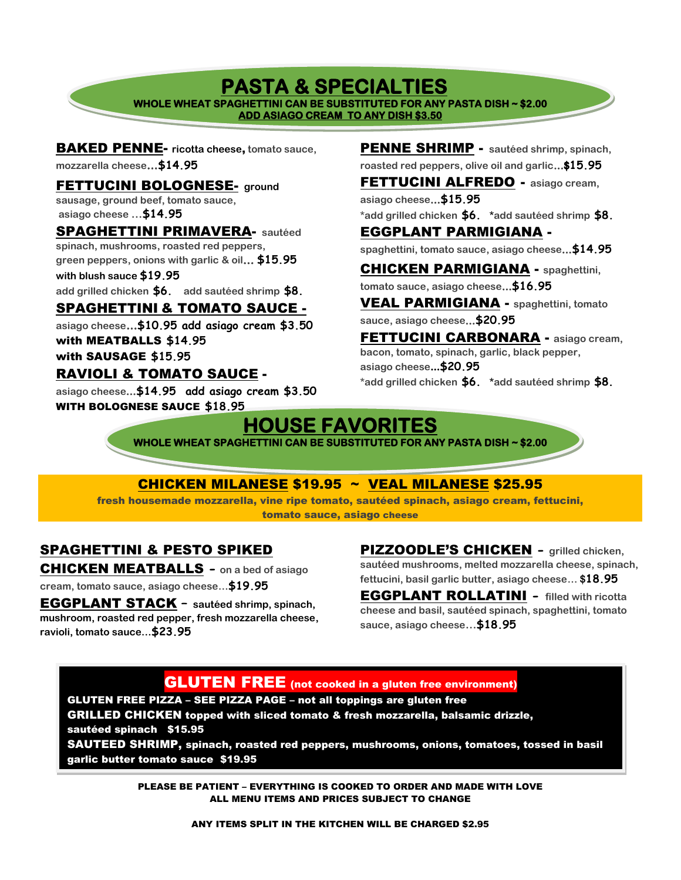# PASTA & SPECIALTIES

**WHOLE WHEAT SPAGHETTINI CAN BE SUBSTITUTED FOR ANY PASTA DISH ~ $2.00**
**ADD ASIAGO CREAM TO ANY DISH $3.50**

**BAKED PENNE**- ricotta cheese, tomato sauce, mozzarella cheese…**$14.95**

**FETTUCINI BOLOGNESE**- ground sausage, ground beef, tomato sauce, asiago cheese …**$14.95**

**SPAGHETTINI PRIMAVERA**- sautéed spinach, mushrooms, roasted red peppers, green peppers, onions with garlic & oil… **$15.95**
with blush sauce **$19.95**
add grilled chicken **$6.** add sautéed shrimp **$8.**

**SPAGHETTINI & TOMATO SAUCE** - asiago cheese…**$10.95** add asiago cream **$3.50**
**with MEATBALLS $14.95**
**with SAUSAGE $15.95**

**RAVIOLI & TOMATO SAUCE** - asiago cheese…**$14.95** add asiago cream **$3.50**
**WITH BOLOGNESE SAUCE $18.95**

**PENNE SHRIMP** - sautéed shrimp, spinach, roasted red peppers, olive oil and garlic…**$15.95**

**FETTUCINI ALFREDO** - asiago cream, asiago cheese…**$15.95**
*add grilled chicken **$6.** *add sautéed shrimp **$8.**

**EGGPLANT PARMIGIANA** - spaghettini, tomato sauce, asiago cheese…**$14.95**

**CHICKEN PARMIGIANA** - spaghettini, tomato sauce, asiago cheese…**$16.95**

**VEAL PARMIGIANA** - spaghettini, tomato sauce, asiago cheese…**$20.95**

**FETTUCINI CARBONARA** - asiago cream, bacon, tomato, spinach, garlic, black pepper, asiago cheese…**$20.95**
*add grilled chicken **$6.** *add sautéed shrimp **$8.**

# HOUSE FAVORITES

**WHOLE WHEAT SPAGHETTINI CAN BE SUBSTITUTED FOR ANY PASTA DISH ~ $2.00**

**CHICKEN MILANESE $19.95 ~ VEAL MILANESE $25.95**
**fresh housemade mozzarella, vine ripe tomato, sautéed spinach, asiago cream, fettucini, tomato sauce, asiago cheese**

**SPAGHETTINI & PESTO SPIKED CHICKEN MEATBALLS** – on a bed of asiago cream, tomato sauce, asiago cheese…**$19.95**

**EGGPLANT STACK** – sautéed shrimp, spinach, mushroom, roasted red pepper, fresh mozzarella cheese, ravioli, tomato sauce…**$23.95**

**PIZZOODLE'S CHICKEN** – grilled chicken, sautéed mushrooms, melted mozzarella cheese, spinach, fettucini, basil garlic butter, asiago cheese… **$18.95**

**EGGPLANT ROLLATINI** – filled with ricotta cheese and basil, sautéed spinach, spaghettini, tomato sauce, asiago cheese…**$18.95**

## GLUTEN FREE (not cooked in a gluten free environment)

**GLUTEN FREE PIZZA – SEE PIZZA PAGE – not all toppings are gluten free**

**GRILLED CHICKEN topped with sliced tomato & fresh mozzarella, balsamic drizzle, sautéed spinach $15.95**

**SAUTEED SHRIMP, spinach, roasted red peppers, mushrooms, onions, tomatoes, tossed in basil garlic butter tomato sauce $19.95**

**PLEASE BE PATIENT – EVERYTHING IS COOKED TO ORDER AND MADE WITH LOVE**
**ALL MENU ITEMS AND PRICES SUBJECT TO CHANGE**

**ANY ITEMS SPLIT IN THE KITCHEN WILL BE CHARGED $2.95**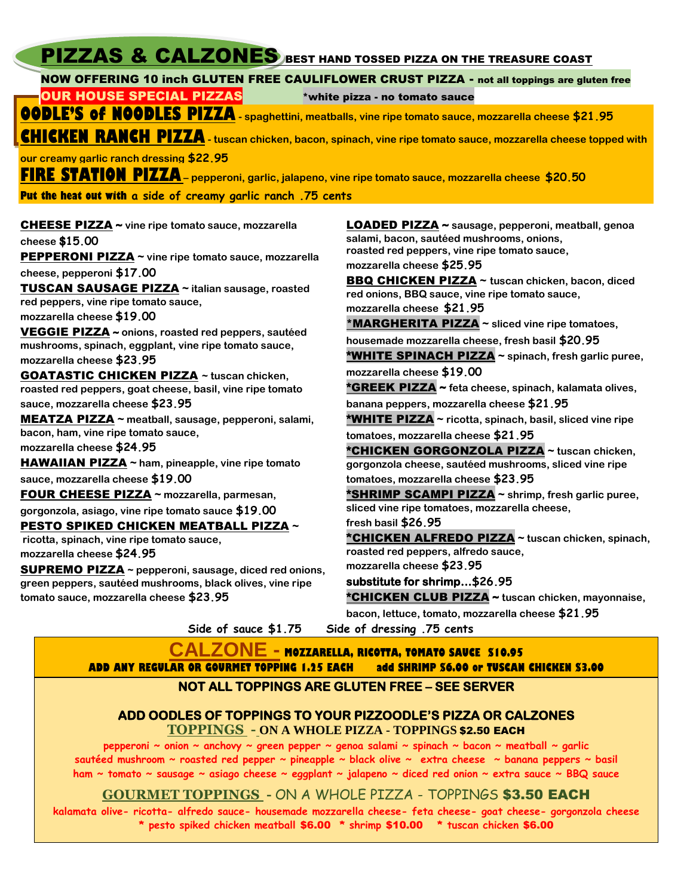# PIZZAS & CALZONES

**BEST HAND TOSSED PIZZA ON THE TREASURE COAST**

**NOW OFFERING 10 inch GLUTEN FREE CAULIFLOWER CRUST PIZZA - not all toppings are gluten free**

## OUR HOUSE SPECIAL PIZZAS

*white pizza - no tomato sauce

**OODLE'S of NOODLES PIZZA** - spaghettini, meatballs, vine ripe tomato sauce, mozzarella cheese **$21.95**

**CHICKEN RANCH PIZZA** - tuscan chicken, bacon, spinach, vine ripe tomato sauce, mozzarella cheese topped with our creamy garlic ranch dressing **$22.95**

**FIRE STATION PIZZA** – pepperoni, garlic, jalapeno, vine ripe tomato sauce, mozzarella cheese **$20.50**

**Put the heat out with** a side of creamy garlic ranch .75 cents

**CHEESE PIZZA** ~ vine ripe tomato sauce, mozzarella cheese **$15.00**

**PEPPERONI PIZZA** ~ vine ripe tomato sauce, mozzarella cheese, pepperoni **$17.00**

**TUSCAN SAUSAGE PIZZA** ~ italian sausage, roasted red peppers, vine ripe tomato sauce, mozzarella cheese **$19.00**

**VEGGIE PIZZA** ~ onions, roasted red peppers, sautéed mushrooms, spinach, eggplant, vine ripe tomato sauce, mozzarella cheese **$23.95**

**GOATASTIC CHICKEN PIZZA** ~ tuscan chicken, roasted red peppers, goat cheese, basil, vine ripe tomato sauce, mozzarella cheese **$23.95**

**MEATZA PIZZA** ~ meatball, sausage, pepperoni, salami, bacon, ham, vine ripe tomato sauce, mozzarella cheese **$24.95**

**HAWAIIAN PIZZA** ~ ham, pineapple, vine ripe tomato sauce, mozzarella cheese **$19.00**

**FOUR CHEESE PIZZA** ~ mozzarella, parmesan, gorgonzola, asiago, vine ripe tomato sauce **$19.00**

**PESTO SPIKED CHICKEN MEATBALL PIZZA** ~ ricotta, spinach, vine ripe tomato sauce, mozzarella cheese **$24.95**

**SUPREMO PIZZA** ~ pepperoni, sausage, diced red onions, green peppers, sautéed mushrooms, black olives, vine ripe tomato sauce, mozzarella cheese **$23.95**

**LOADED PIZZA** ~ sausage, pepperoni, meatball, genoa salami, bacon, sautéed mushrooms, onions, roasted red peppers, vine ripe tomato sauce, mozzarella cheese **$25.95**

**BBQ CHICKEN PIZZA** ~ tuscan chicken, bacon, diced red onions, BBQ sauce, vine ripe tomato sauce, mozzarella cheese **$21.95**

***MARGHERITA PIZZA** ~ sliced vine ripe tomatoes, housemade mozzarella cheese, fresh basil **$20.95**

***WHITE SPINACH PIZZA** ~ spinach, fresh garlic puree, mozzarella cheese **$19.00**

***GREEK PIZZA** ~ feta cheese, spinach, kalamata olives, banana peppers, mozzarella cheese **$21.95**

***WHITE PIZZA** ~ ricotta, spinach, basil, sliced vine ripe tomatoes, mozzarella cheese **$21.95**

***CHICKEN GORGONZOLA PIZZA** ~ tuscan chicken, gorgonzola cheese, sautéed mushrooms, sliced vine ripe tomatoes, mozzarella cheese **$23.95**

***SHRIMP SCAMPI PIZZA** ~ shrimp, fresh garlic puree, sliced vine ripe tomatoes, mozzarella cheese, fresh basil **$26.95**

***CHICKEN ALFREDO PIZZA** ~ tuscan chicken, spinach, roasted red peppers, alfredo sauce, mozzarella cheese **$23.95**

**substitute for shrimp...$26.95**

***CHICKEN CLUB PIZZA** ~ tuscan chicken, mayonnaise, bacon, lettuce, tomato, mozzarella cheese **$21.95**

Side of sauce $1.75 Side of dressing .75 cents

## CALZONE - MOZZARELLA, RICOTTA, TOMATO SAUCE $10.95

**ADD ANY REGULAR OR GOURMET TOPPING 1.25 EACH add SHRIMP $6.00 or TUSCAN CHICKEN $3.00**

**NOT ALL TOPPINGS ARE GLUTEN FREE – SEE SERVER**

**ADD OODLES OF TOPPINGS TO YOUR PIZZOODLE'S PIZZA OR CALZONES**

### TOPPINGS - ON A WHOLE PIZZA - TOPPINGS $2.50 EACH

pepperoni ~ onion ~ anchovy ~ green pepper ~ genoa salami ~ spinach ~ bacon ~ meatball ~ garlic
sautéed mushroom ~ roasted red pepper ~ pineapple ~ black olive ~ extra cheese ~ banana peppers ~ basil
ham ~ tomato ~ sausage ~ asiago cheese ~ eggplant ~ jalapeno ~ diced red onion ~ extra sauce ~ BBQ sauce

### GOURMET TOPPINGS - ON A WHOLE PIZZA - TOPPINGS $3.50 EACH

kalamata olive- ricotta- alfredo sauce- housemade mozzarella cheese- feta cheese- goat cheese- gorgonzola cheese
* pesto spiked chicken meatball $6.00 * shrimp $10.00 * tuscan chicken $6.00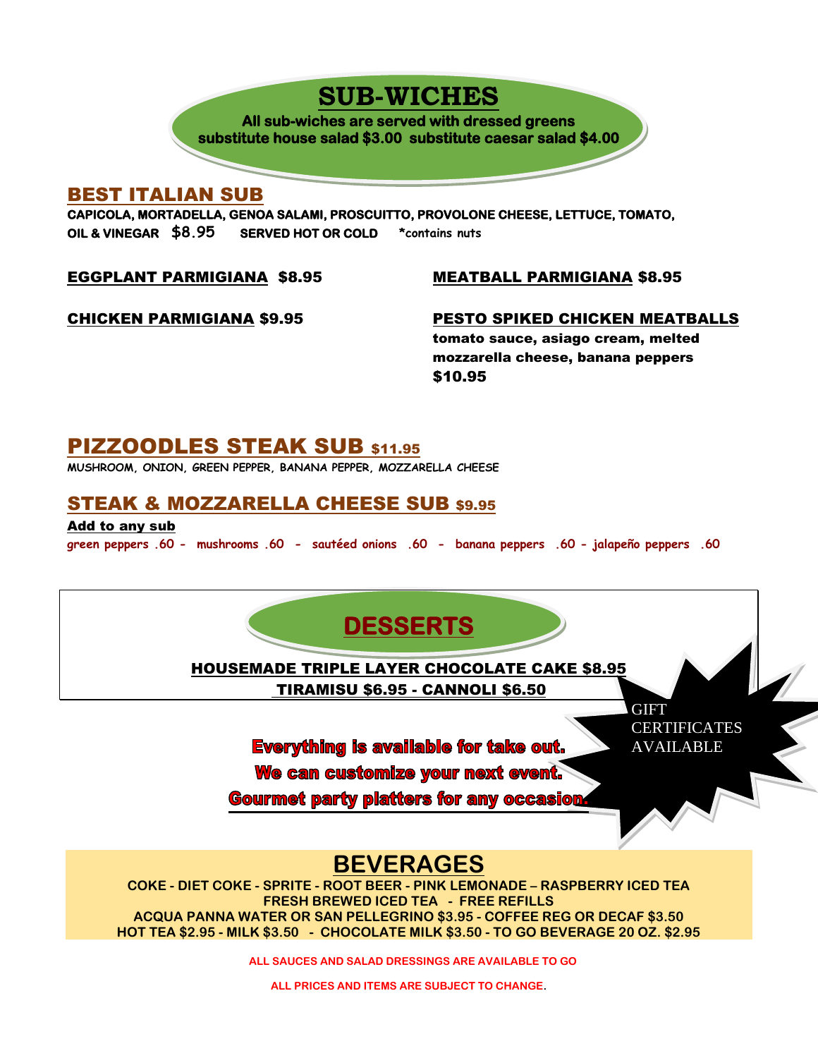# SUB-WICHES

**All sub-wiches are served with dressed greens**
**substitute house salad $3.00 substitute caesar salad $4.00**

## BEST ITALIAN SUB

CAPICOLA, MORTADELLA, GENOA SALAMI, PROSCUITTO, PROVOLONE CHEESE, LETTUCE, TOMATO, OIL & VINEGAR $8.95 SERVED HOT OR COLD *contains nuts

**EGGPLANT PARMIGIANA $8.95**

**MEATBALL PARMIGIANA $8.95**

**CHICKEN PARMIGIANA $9.95**

**PESTO SPIKED CHICKEN MEATBALLS**
tomato sauce, asiago cream, melted mozzarella cheese, banana peppers
$10.95

## PIZZOODLES STEAK SUB $11.95

MUSHROOM, ONION, GREEN PEPPER, BANANA PEPPER, MOZZARELLA CHEESE

## STEAK & MOZZARELLA CHEESE SUB $9.95

**Add to any sub**
green peppers .60 - mushrooms .60 - sautéed onions .60 - banana peppers .60 - jalapeño peppers .60

# DESSERTS

HOUSEMADE TRIPLE LAYER CHOCOLATE CAKE $8.95
TIRAMISU $6.95 - CANNOLI $6.50

GIFT CERTIFICATES AVAILABLE

**Everything is available for take out.**
**We can customize your next event.**
**Gourmet party platters for any occasion.**

# BEVERAGES

COKE - DIET COKE - SPRITE - ROOT BEER - PINK LEMONADE – RASPBERRY ICED TEA
FRESH BREWED ICED TEA - FREE REFILLS
ACQUA PANNA WATER OR SAN PELLEGRINO $3.95 - COFFEE REG OR DECAF $3.50
HOT TEA $2.95 - MILK $3.50 - CHOCOLATE MILK $3.50 - TO GO BEVERAGE 20 OZ. $2.95

ALL SAUCES AND SALAD DRESSINGS ARE AVAILABLE TO GO

ALL PRICES AND ITEMS ARE SUBJECT TO CHANGE.